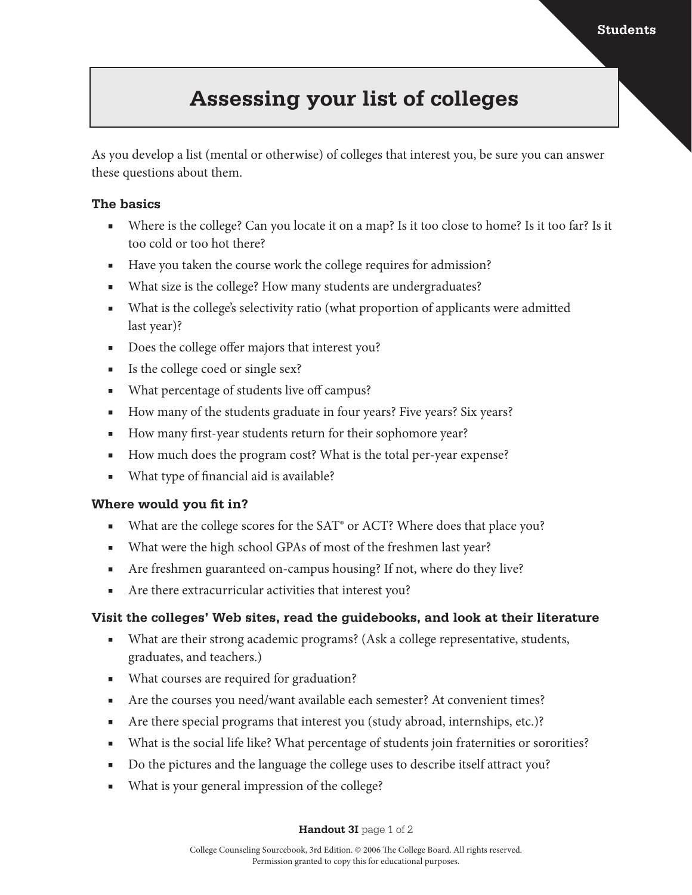# Assessing your list of colleges

As you develop a list (mental or otherwise) of colleges that interest you, be sure you can answer these questions about them.

### The basics

- Where is the college? Can you locate it on a map? Is it too close to home? Is it too far? Is it too cold or too hot there?
- Have you taken the course work the college requires for admission?
- What size is the college? How many students are undergraduates?
- What is the college's selectivity ratio (what proportion of applicants were admitted last year)?
- Does the college offer majors that interest you?
- Is the college coed or single sex?
- What percentage of students live off campus?
- How many of the students graduate in four years? Five years? Six years?
- How many first-year students return for their sophomore year?
- How much does the program cost? What is the total per-year expense?
- What type of financial aid is available?

### Where would you fit in?

- What are the college scores for the SAT® or ACT? Where does that place you?
- What were the high school GPAs of most of the freshmen last year?
- Are freshmen guaranteed on-campus housing? If not, where do they live?
- Are there extracurricular activities that interest you?

### Visit the colleges' Web sites, read the guidebooks, and look at their literature

- What are their strong academic programs? (Ask a college representative, students, graduates, and teachers.)
- What courses are required for graduation?
- Are the courses you need/want available each semester? At convenient times?
- Are there special programs that interest you (study abroad, internships, etc.)?
- What is the social life like? What percentage of students join fraternities or sororities?
- Do the pictures and the language the college uses to describe itself attract you?
- What is your general impression of the college?

**Handout 3I**

College Counseling Sourcebook, 3rd Edition. © 2006 The College Board. All rights reserved.
Permission granted to copy this for educational purposes.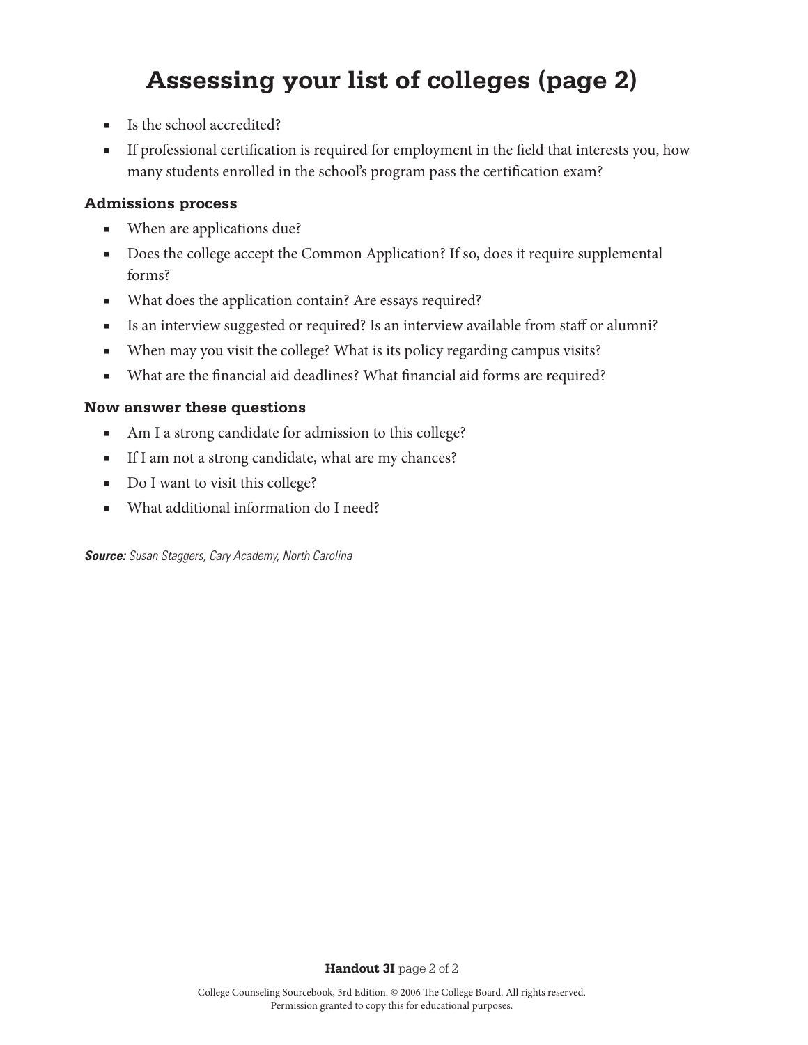# Assessing your list of colleges (page 2)

- Is the school accredited?
- If professional certification is required for employment in the field that interests you, how many students enrolled in the school's program pass the certification exam?

### Admissions process

- When are applications due?
- Does the college accept the Common Application? If so, does it require supplemental forms?
- What does the application contain? Are essays required?
- Is an interview suggested or required? Is an interview available from staff or alumni?
- When may you visit the college? What is its policy regarding campus visits?
- What are the financial aid deadlines? What financial aid forms are required?

### Now answer these questions

- Am I a strong candidate for admission to this college?
- If I am not a strong candidate, what are my chances?
- Do I want to visit this college?
- What additional information do I need?

***Source:*** *Susan Staggers, Cary Academy, North Carolina*

**Handout 3I** page 2 of 2

College Counseling Sourcebook, 3rd Edition. © 2006 The College Board. All rights reserved.
Permission granted to copy this for educational purposes.